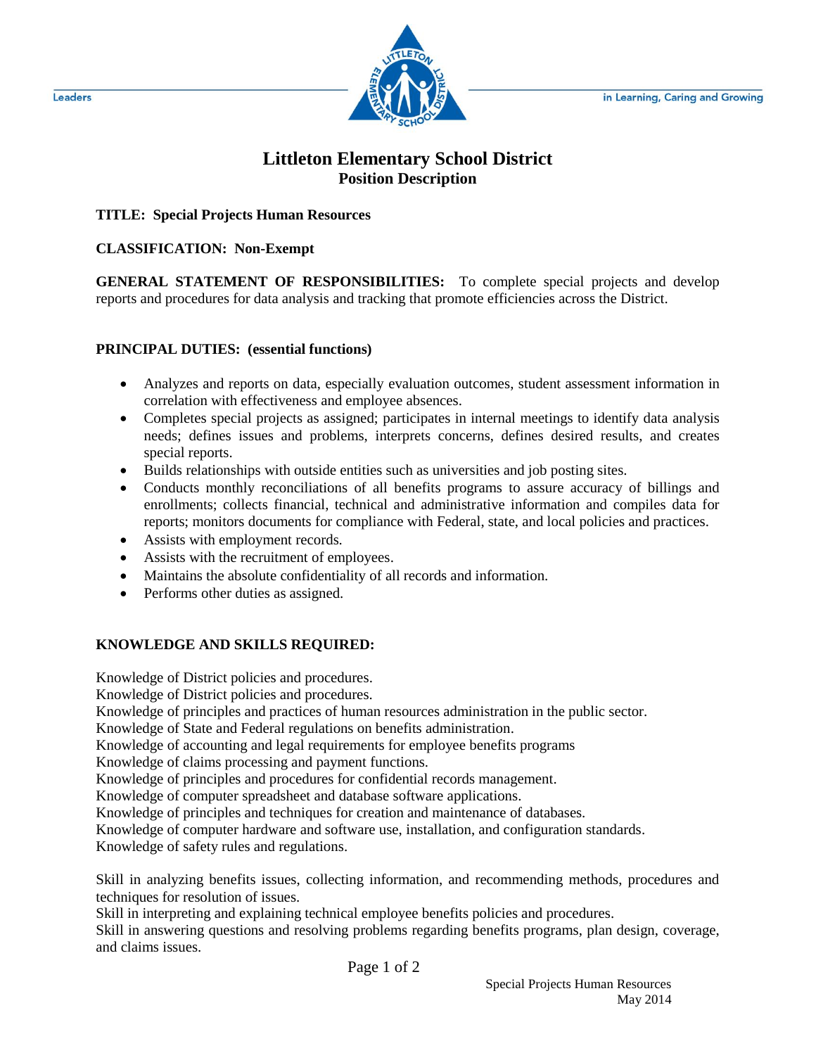# Littleton Elementary School District

## Position Description

**TITLE: Special Projects Human Resources**

**CLASSIFICATION: Non-Exempt**

**GENERAL STATEMENT OF RESPONSIBILITIES:** To complete special projects and develop reports and procedures for data analysis and tracking that promote efficiencies across the District.

**PRINCIPAL DUTIES: (essential functions)**

- Analyzes and reports on data, especially evaluation outcomes, student assessment information in correlation with effectiveness and employee absences.
- Completes special projects as assigned; participates in internal meetings to identify data analysis needs; defines issues and problems, interprets concerns, defines desired results, and creates special reports.
- Builds relationships with outside entities such as universities and job posting sites.
- Conducts monthly reconciliations of all benefits programs to assure accuracy of billings and enrollments; collects financial, technical and administrative information and compiles data for reports; monitors documents for compliance with Federal, state, and local policies and practices.
- Assists with employment records.
- Assists with the recruitment of employees.
- Maintains the absolute confidentiality of all records and information.
- Performs other duties as assigned.

**KNOWLEDGE AND SKILLS REQUIRED:**

Knowledge of District policies and procedures.
Knowledge of District policies and procedures.
Knowledge of principles and practices of human resources administration in the public sector.
Knowledge of State and Federal regulations on benefits administration.
Knowledge of accounting and legal requirements for employee benefits programs
Knowledge of claims processing and payment functions.
Knowledge of principles and procedures for confidential records management.
Knowledge of computer spreadsheet and database software applications.
Knowledge of principles and techniques for creation and maintenance of databases.
Knowledge of computer hardware and software use, installation, and configuration standards.
Knowledge of safety rules and regulations.

Skill in analyzing benefits issues, collecting information, and recommending methods, procedures and techniques for resolution of issues.
Skill in interpreting and explaining technical employee benefits policies and procedures.
Skill in answering questions and resolving problems regarding benefits programs, plan design, coverage, and claims issues.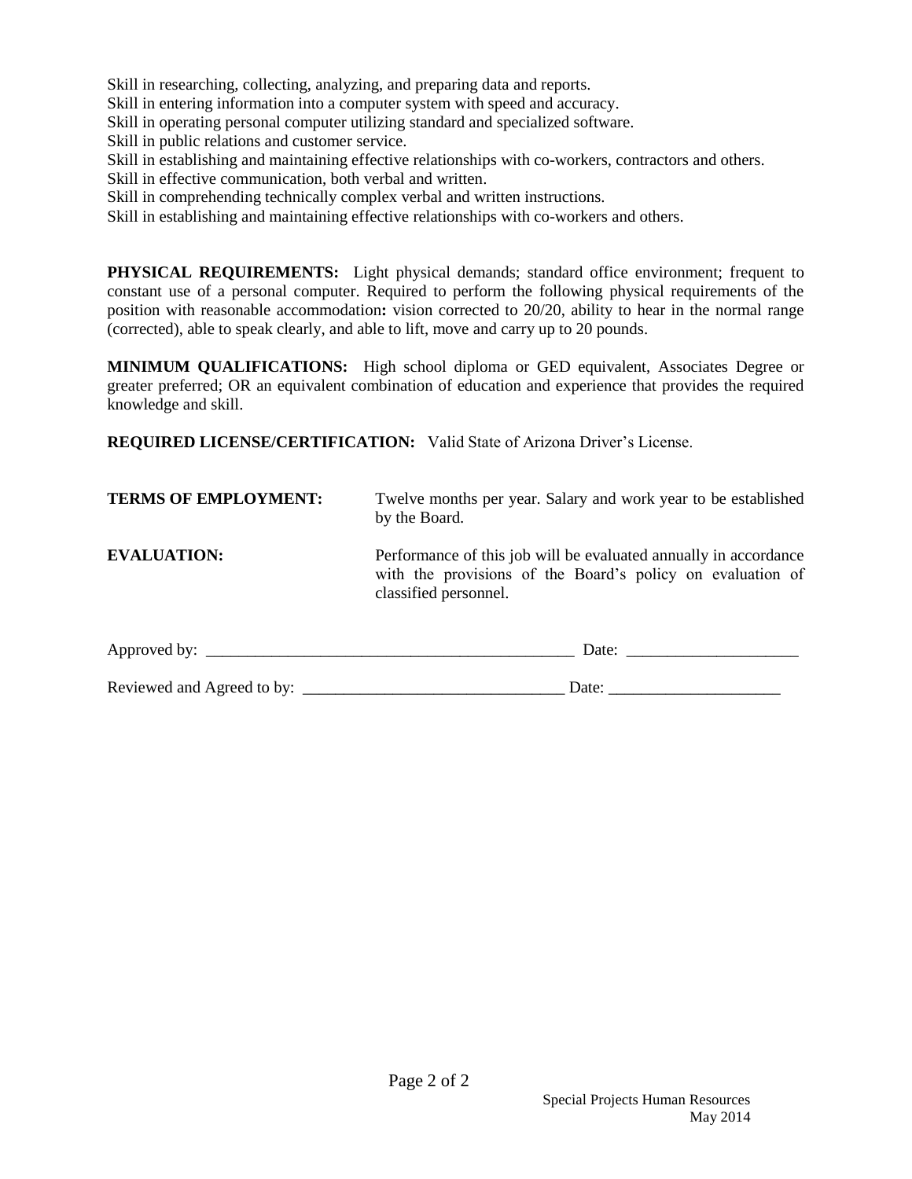Skill in researching, collecting, analyzing, and preparing data and reports.
Skill in entering information into a computer system with speed and accuracy.
Skill in operating personal computer utilizing standard and specialized software.
Skill in public relations and customer service.
Skill in establishing and maintaining effective relationships with co-workers, contractors and others.
Skill in effective communication, both verbal and written.
Skill in comprehending technically complex verbal and written instructions.
Skill in establishing and maintaining effective relationships with co-workers and others.

**PHYSICAL REQUIREMENTS:** Light physical demands; standard office environment; frequent to constant use of a personal computer. Required to perform the following physical requirements of the position with reasonable accommodation**:** vision corrected to 20/20, ability to hear in the normal range (corrected), able to speak clearly, and able to lift, move and carry up to 20 pounds.

**MINIMUM QUALIFICATIONS:** High school diploma or GED equivalent, Associates Degree or greater preferred; OR an equivalent combination of education and experience that provides the required knowledge and skill.

**REQUIRED LICENSE/CERTIFICATION:** Valid State of Arizona Driver's License.

**TERMS OF EMPLOYMENT:** Twelve months per year. Salary and work year to be established by the Board.

**EVALUATION:** Performance of this job will be evaluated annually in accordance with the provisions of the Board's policy on evaluation of classified personnel.

Approved by: _______________________________________________ Date: _____________________

Reviewed and Agreed to by: ________________________________ Date: _____________________

Special Projects Human Resources
May 2014